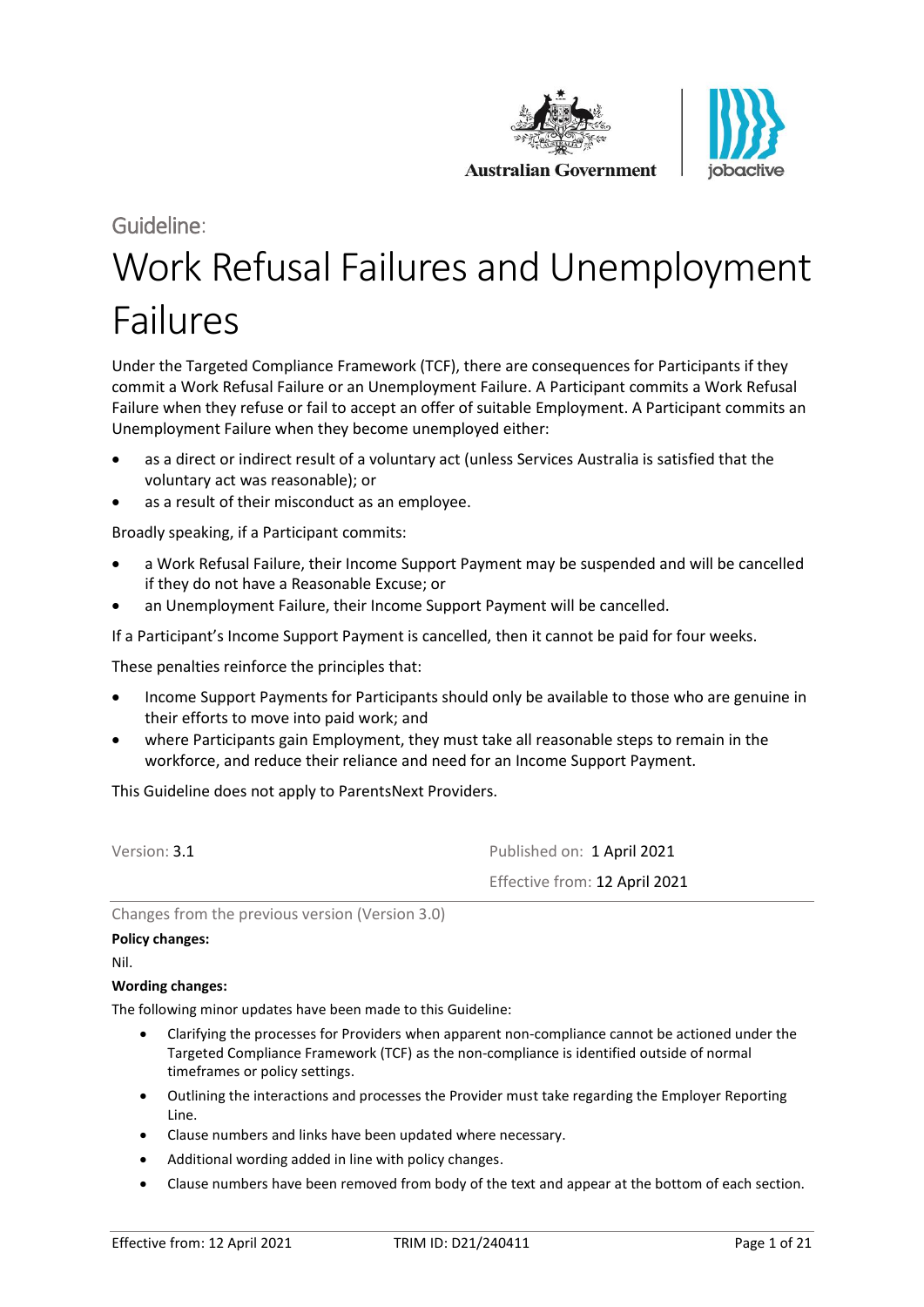Guideline:

# Work Refusal Failures and Unemployment Failures

Under the Targeted Compliance Framework (TCF), there are consequences for Participants if they commit a Work Refusal Failure or an Unemployment Failure. A Participant commits a Work Refusal Failure when they refuse or fail to accept an offer of suitable Employment. A Participant commits an Unemployment Failure when they become unemployed either:

- as a direct or indirect result of a voluntary act (unless Services Australia is satisfied that the voluntary act was reasonable); or
- as a result of their misconduct as an employee.

Broadly speaking, if a Participant commits:

- a Work Refusal Failure, their Income Support Payment may be suspended and will be cancelled if they do not have a Reasonable Excuse; or
- an Unemployment Failure, their Income Support Payment will be cancelled.

If a Participant's Income Support Payment is cancelled, then it cannot be paid for four weeks.

These penalties reinforce the principles that:

- Income Support Payments for Participants should only be available to those who are genuine in their efforts to move into paid work; and
- where Participants gain Employment, they must take all reasonable steps to remain in the workforce, and reduce their reliance and need for an Income Support Payment.

This Guideline does not apply to ParentsNext Providers.

Version: 3.1

Published on: 1 April 2021

Effective from: 12 April 2021

Changes from the previous version (Version 3.0)

**Policy changes:**

Nil.

**Wording changes:**

The following minor updates have been made to this Guideline:

- Clarifying the processes for Providers when apparent non-compliance cannot be actioned under the Targeted Compliance Framework (TCF) as the non-compliance is identified outside of normal timeframes or policy settings.
- Outlining the interactions and processes the Provider must take regarding the Employer Reporting Line.
- Clause numbers and links have been updated where necessary.
- Additional wording added in line with policy changes.
- Clause numbers have been removed from body of the text and appear at the bottom of each section.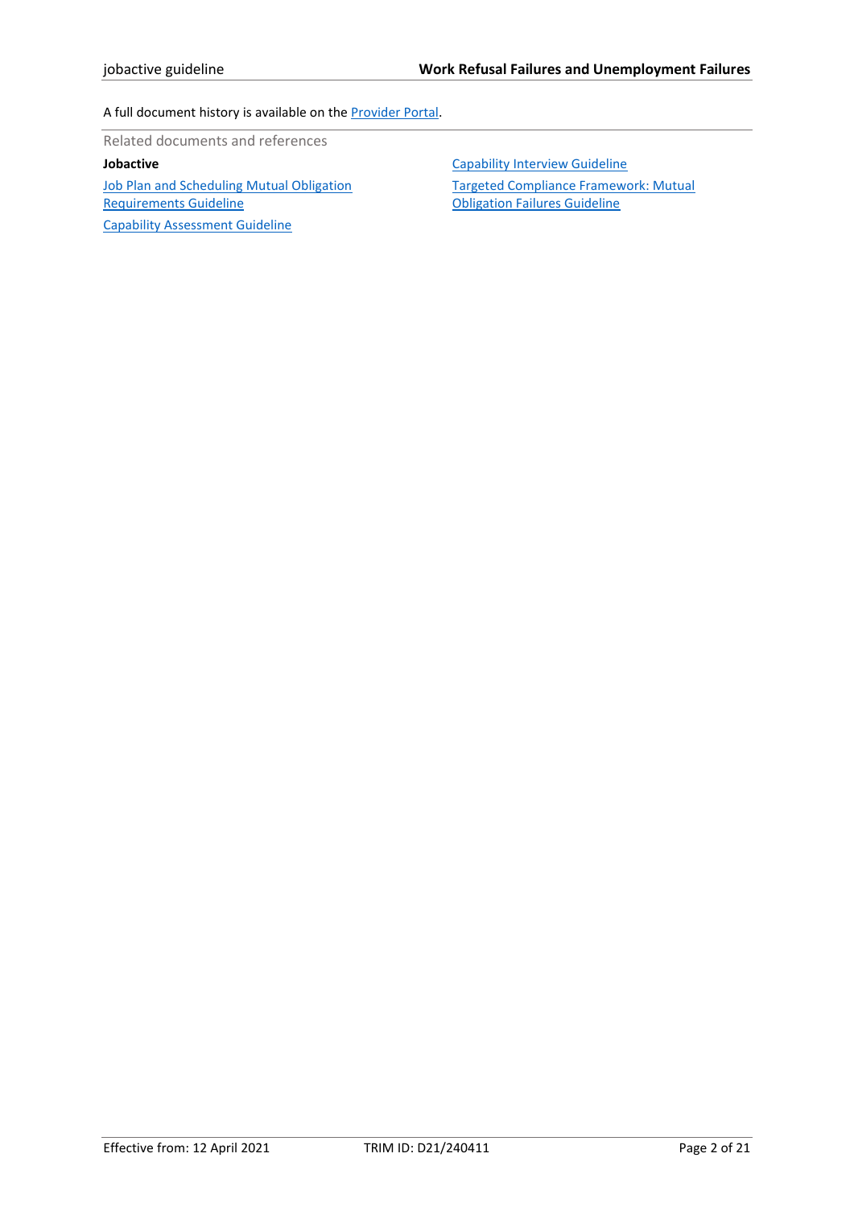A full document history is available on the [Provider Portal](Provider Portal).

Related documents and references

**Jobactive**

[Job Plan and Scheduling Mutual Obligation Requirements Guideline](Job Plan and Scheduling Mutual Obligation Requirements Guideline)

[Capability Assessment Guideline](Capability Assessment Guideline)

[Capability Interview Guideline](Capability Interview Guideline)

[Targeted Compliance Framework: Mutual Obligation Failures Guideline](Targeted Compliance Framework: Mutual Obligation Failures Guideline)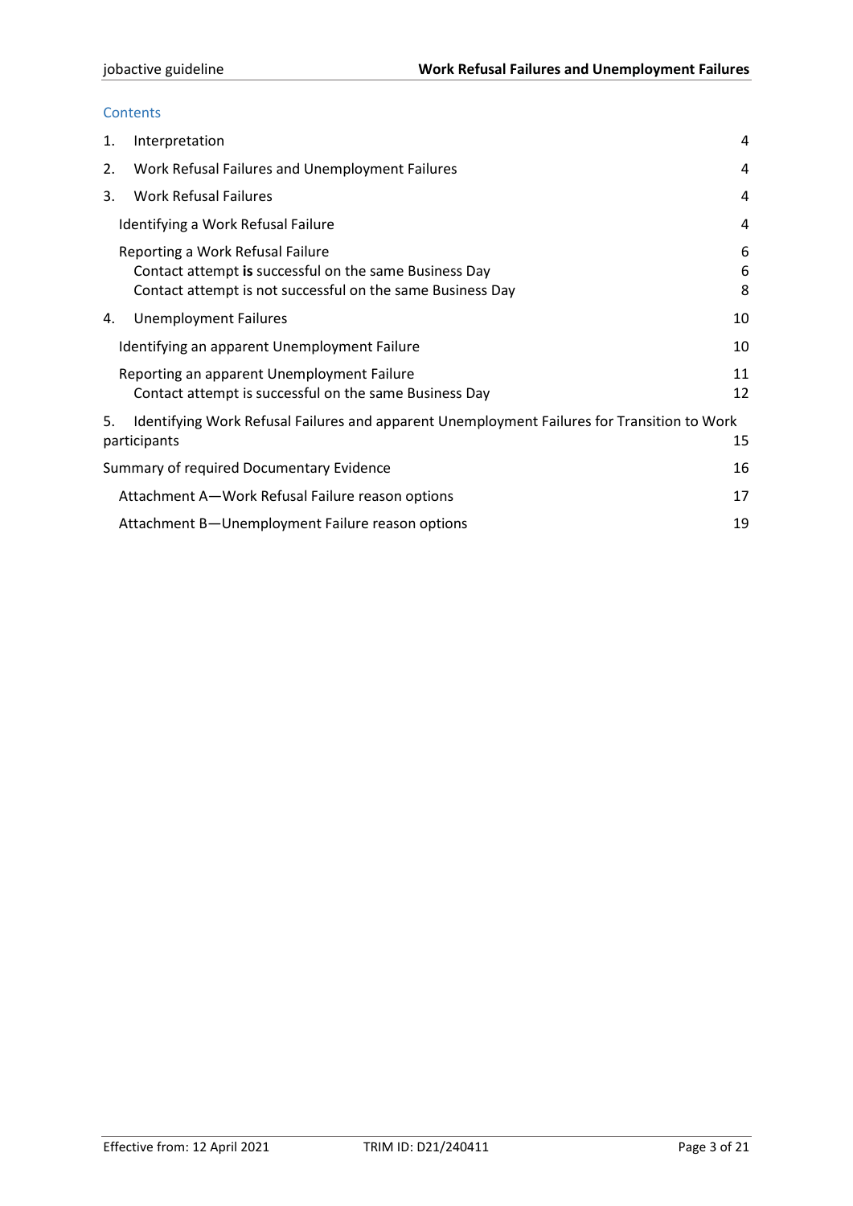Contents

| | |
|---|---|
| 1. Interpretation | 4 |
| 2. Work Refusal Failures and Unemployment Failures | 4 |
| 3. Work Refusal Failures | 4 |
| Identifying a Work Refusal Failure | 4 |
| Reporting a Work Refusal Failure | 6 |
| Contact attempt **is** successful on the same Business Day | 6 |
| Contact attempt is not successful on the same Business Day | 8 |
| 4. Unemployment Failures | 10 |
| Identifying an apparent Unemployment Failure | 10 |
| Reporting an apparent Unemployment Failure | 11 |
| Contact attempt is successful on the same Business Day | 12 |
| 5. Identifying Work Refusal Failures and apparent Unemployment Failures for Transition to Work participants | 15 |
| Summary of required Documentary Evidence | 16 |
| Attachment A—Work Refusal Failure reason options | 17 |
| Attachment B—Unemployment Failure reason options | 19 |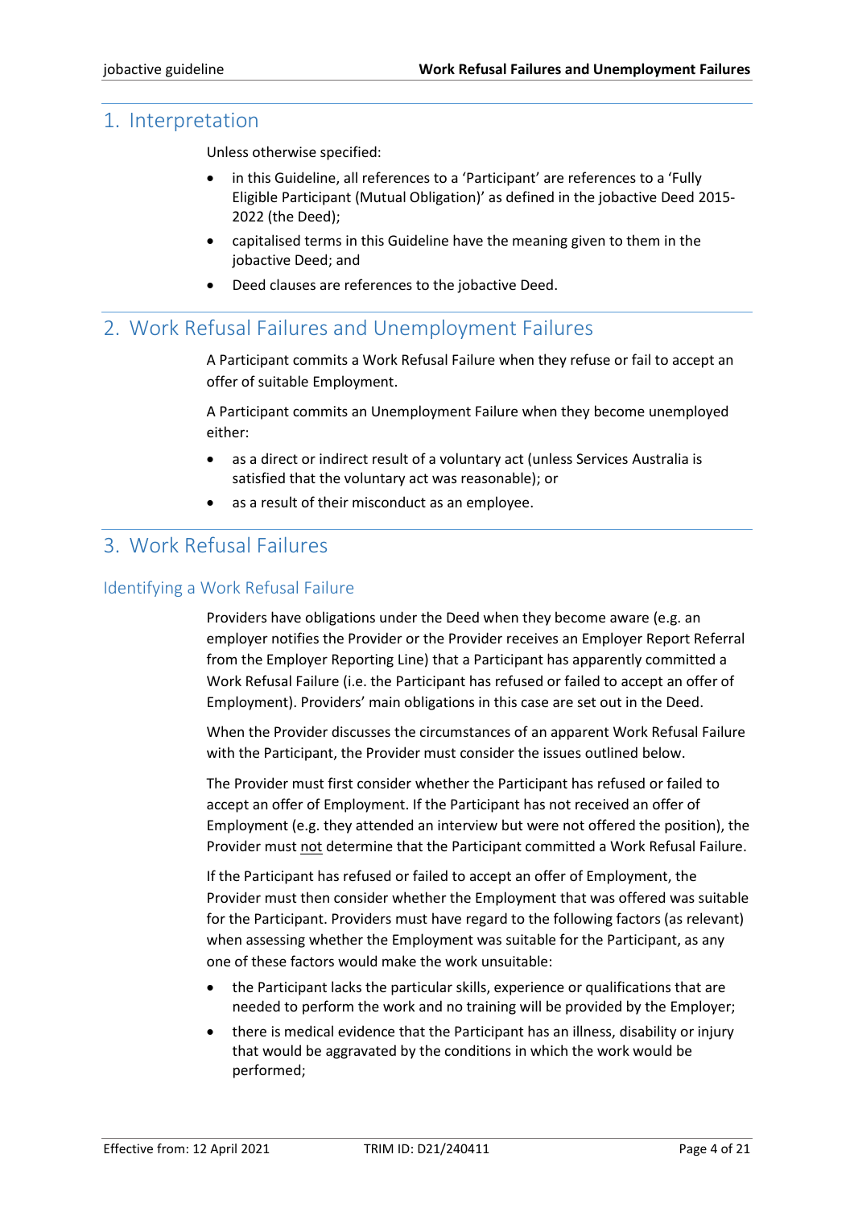## 1. Interpretation

Unless otherwise specified:

- in this Guideline, all references to a 'Participant' are references to a 'Fully Eligible Participant (Mutual Obligation)' as defined in the jobactive Deed 2015-2022 (the Deed);
- capitalised terms in this Guideline have the meaning given to them in the jobactive Deed; and
- Deed clauses are references to the jobactive Deed.

## 2. Work Refusal Failures and Unemployment Failures

A Participant commits a Work Refusal Failure when they refuse or fail to accept an offer of suitable Employment.

A Participant commits an Unemployment Failure when they become unemployed either:

- as a direct or indirect result of a voluntary act (unless Services Australia is satisfied that the voluntary act was reasonable); or
- as a result of their misconduct as an employee.

## 3. Work Refusal Failures

### Identifying a Work Refusal Failure

Providers have obligations under the Deed when they become aware (e.g. an employer notifies the Provider or the Provider receives an Employer Report Referral from the Employer Reporting Line) that a Participant has apparently committed a Work Refusal Failure (i.e. the Participant has refused or failed to accept an offer of Employment). Providers' main obligations in this case are set out in the Deed.

When the Provider discusses the circumstances of an apparent Work Refusal Failure with the Participant, the Provider must consider the issues outlined below.

The Provider must first consider whether the Participant has refused or failed to accept an offer of Employment. If the Participant has not received an offer of Employment (e.g. they attended an interview but were not offered the position), the Provider must not determine that the Participant committed a Work Refusal Failure.

If the Participant has refused or failed to accept an offer of Employment, the Provider must then consider whether the Employment that was offered was suitable for the Participant. Providers must have regard to the following factors (as relevant) when assessing whether the Employment was suitable for the Participant, as any one of these factors would make the work unsuitable:

- the Participant lacks the particular skills, experience or qualifications that are needed to perform the work and no training will be provided by the Employer;
- there is medical evidence that the Participant has an illness, disability or injury that would be aggravated by the conditions in which the work would be performed;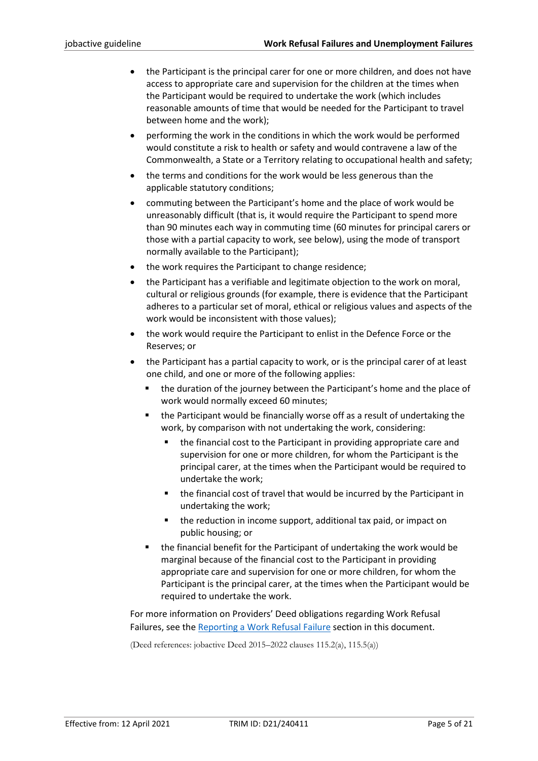- the Participant is the principal carer for one or more children, and does not have access to appropriate care and supervision for the children at the times when the Participant would be required to undertake the work (which includes reasonable amounts of time that would be needed for the Participant to travel between home and the work);
- performing the work in the conditions in which the work would be performed would constitute a risk to health or safety and would contravene a law of the Commonwealth, a State or a Territory relating to occupational health and safety;
- the terms and conditions for the work would be less generous than the applicable statutory conditions;
- commuting between the Participant's home and the place of work would be unreasonably difficult (that is, it would require the Participant to spend more than 90 minutes each way in commuting time (60 minutes for principal carers or those with a partial capacity to work, see below), using the mode of transport normally available to the Participant);
- the work requires the Participant to change residence;
- the Participant has a verifiable and legitimate objection to the work on moral, cultural or religious grounds (for example, there is evidence that the Participant adheres to a particular set of moral, ethical or religious values and aspects of the work would be inconsistent with those values);
- the work would require the Participant to enlist in the Defence Force or the Reserves; or
- the Participant has a partial capacity to work, or is the principal carer of at least one child, and one or more of the following applies:
    - the duration of the journey between the Participant's home and the place of work would normally exceed 60 minutes;
    - the Participant would be financially worse off as a result of undertaking the work, by comparison with not undertaking the work, considering:
        - the financial cost to the Participant in providing appropriate care and supervision for one or more children, for whom the Participant is the principal carer, at the times when the Participant would be required to undertake the work;
        - the financial cost of travel that would be incurred by the Participant in undertaking the work;
        - the reduction in income support, additional tax paid, or impact on public housing; or
    - the financial benefit for the Participant of undertaking the work would be marginal because of the financial cost to the Participant in providing appropriate care and supervision for one or more children, for whom the Participant is the principal carer, at the times when the Participant would be required to undertake the work.

For more information on Providers' Deed obligations regarding Work Refusal Failures, see the Reporting a Work Refusal Failure section in this document.

(Deed references: jobactive Deed 2015–2022 clauses 115.2(a), 115.5(a))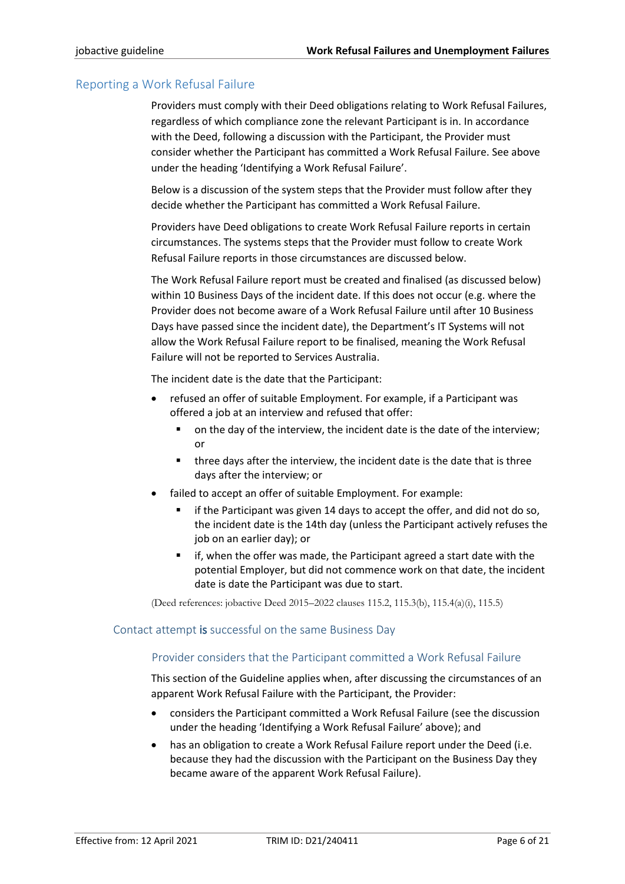## Reporting a Work Refusal Failure

Providers must comply with their Deed obligations relating to Work Refusal Failures, regardless of which compliance zone the relevant Participant is in. In accordance with the Deed, following a discussion with the Participant, the Provider must consider whether the Participant has committed a Work Refusal Failure. See above under the heading 'Identifying a Work Refusal Failure'.

Below is a discussion of the system steps that the Provider must follow after they decide whether the Participant has committed a Work Refusal Failure.

Providers have Deed obligations to create Work Refusal Failure reports in certain circumstances. The systems steps that the Provider must follow to create Work Refusal Failure reports in those circumstances are discussed below.

The Work Refusal Failure report must be created and finalised (as discussed below) within 10 Business Days of the incident date. If this does not occur (e.g. where the Provider does not become aware of a Work Refusal Failure until after 10 Business Days have passed since the incident date), the Department's IT Systems will not allow the Work Refusal Failure report to be finalised, meaning the Work Refusal Failure will not be reported to Services Australia.

The incident date is the date that the Participant:

- refused an offer of suitable Employment. For example, if a Participant was offered a job at an interview and refused that offer:
  - on the day of the interview, the incident date is the date of the interview; or
  - three days after the interview, the incident date is the date that is three days after the interview; or
- failed to accept an offer of suitable Employment. For example:
  - if the Participant was given 14 days to accept the offer, and did not do so, the incident date is the 14th day (unless the Participant actively refuses the job on an earlier day); or
  - if, when the offer was made, the Participant agreed a start date with the potential Employer, but did not commence work on that date, the incident date is date the Participant was due to start.

(Deed references: jobactive Deed 2015–2022 clauses 115.2, 115.3(b), 115.4(a)(i), 115.5)

### Contact attempt **is** successful on the same Business Day

#### Provider considers that the Participant committed a Work Refusal Failure

This section of the Guideline applies when, after discussing the circumstances of an apparent Work Refusal Failure with the Participant, the Provider:

- considers the Participant committed a Work Refusal Failure (see the discussion under the heading 'Identifying a Work Refusal Failure' above); and
- has an obligation to create a Work Refusal Failure report under the Deed (i.e. because they had the discussion with the Participant on the Business Day they became aware of the apparent Work Refusal Failure).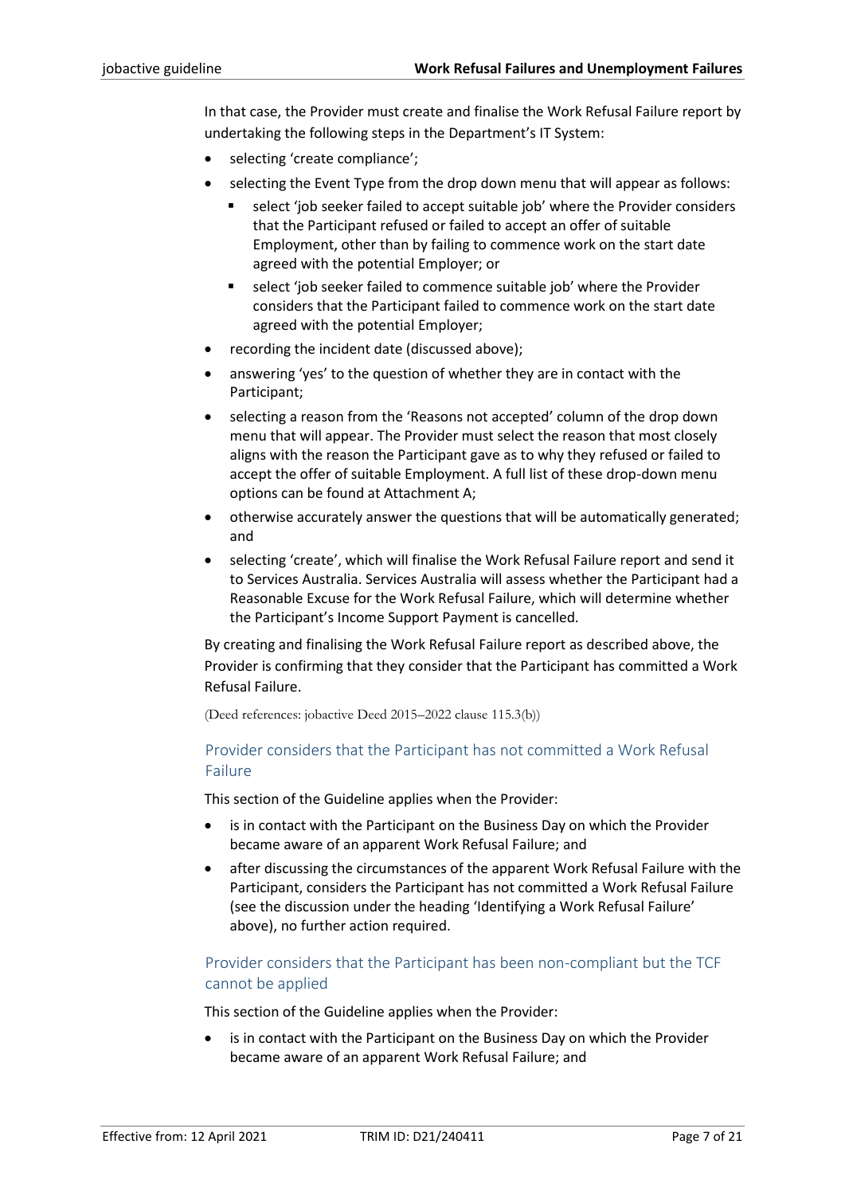In that case, the Provider must create and finalise the Work Refusal Failure report by undertaking the following steps in the Department's IT System:

- selecting 'create compliance';
- selecting the Event Type from the drop down menu that will appear as follows:
  - select 'job seeker failed to accept suitable job' where the Provider considers that the Participant refused or failed to accept an offer of suitable Employment, other than by failing to commence work on the start date agreed with the potential Employer; or
  - select 'job seeker failed to commence suitable job' where the Provider considers that the Participant failed to commence work on the start date agreed with the potential Employer;
- recording the incident date (discussed above);
- answering 'yes' to the question of whether they are in contact with the Participant;
- selecting a reason from the 'Reasons not accepted' column of the drop down menu that will appear. The Provider must select the reason that most closely aligns with the reason the Participant gave as to why they refused or failed to accept the offer of suitable Employment. A full list of these drop-down menu options can be found at Attachment A;
- otherwise accurately answer the questions that will be automatically generated; and
- selecting 'create', which will finalise the Work Refusal Failure report and send it to Services Australia. Services Australia will assess whether the Participant had a Reasonable Excuse for the Work Refusal Failure, which will determine whether the Participant's Income Support Payment is cancelled.

By creating and finalising the Work Refusal Failure report as described above, the Provider is confirming that they consider that the Participant has committed a Work Refusal Failure.

(Deed references: jobactive Deed 2015–2022 clause 115.3(b))

### Provider considers that the Participant has not committed a Work Refusal Failure

This section of the Guideline applies when the Provider:

- is in contact with the Participant on the Business Day on which the Provider became aware of an apparent Work Refusal Failure; and
- after discussing the circumstances of the apparent Work Refusal Failure with the Participant, considers the Participant has not committed a Work Refusal Failure (see the discussion under the heading 'Identifying a Work Refusal Failure' above), no further action required.

### Provider considers that the Participant has been non-compliant but the TCF cannot be applied

This section of the Guideline applies when the Provider:

- is in contact with the Participant on the Business Day on which the Provider became aware of an apparent Work Refusal Failure; and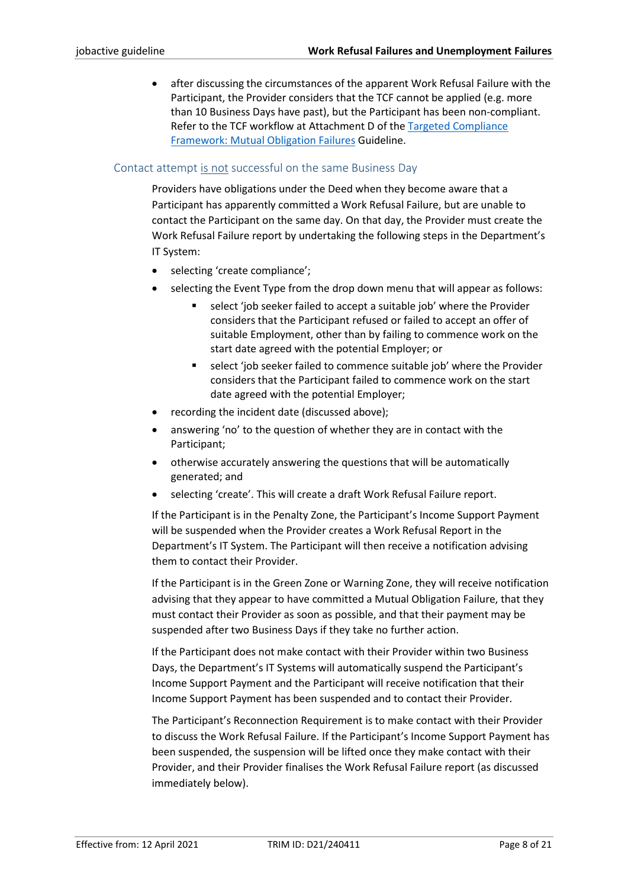- after discussing the circumstances of the apparent Work Refusal Failure with the Participant, the Provider considers that the TCF cannot be applied (e.g. more than 10 Business Days have past), but the Participant has been non-compliant. Refer to the TCF workflow at Attachment D of the Targeted Compliance Framework: Mutual Obligation Failures Guideline.

### Contact attempt is not successful on the same Business Day

Providers have obligations under the Deed when they become aware that a Participant has apparently committed a Work Refusal Failure, but are unable to contact the Participant on the same day. On that day, the Provider must create the Work Refusal Failure report by undertaking the following steps in the Department's IT System:

- selecting 'create compliance';
- selecting the Event Type from the drop down menu that will appear as follows:
  - select 'job seeker failed to accept a suitable job' where the Provider considers that the Participant refused or failed to accept an offer of suitable Employment, other than by failing to commence work on the start date agreed with the potential Employer; or
  - select 'job seeker failed to commence suitable job' where the Provider considers that the Participant failed to commence work on the start date agreed with the potential Employer;
- recording the incident date (discussed above);
- answering 'no' to the question of whether they are in contact with the Participant;
- otherwise accurately answering the questions that will be automatically generated; and
- selecting 'create'. This will create a draft Work Refusal Failure report.

If the Participant is in the Penalty Zone, the Participant's Income Support Payment will be suspended when the Provider creates a Work Refusal Report in the Department's IT System. The Participant will then receive a notification advising them to contact their Provider.

If the Participant is in the Green Zone or Warning Zone, they will receive notification advising that they appear to have committed a Mutual Obligation Failure, that they must contact their Provider as soon as possible, and that their payment may be suspended after two Business Days if they take no further action.

If the Participant does not make contact with their Provider within two Business Days, the Department's IT Systems will automatically suspend the Participant's Income Support Payment and the Participant will receive notification that their Income Support Payment has been suspended and to contact their Provider.

The Participant's Reconnection Requirement is to make contact with their Provider to discuss the Work Refusal Failure. If the Participant's Income Support Payment has been suspended, the suspension will be lifted once they make contact with their Provider, and their Provider finalises the Work Refusal Failure report (as discussed immediately below).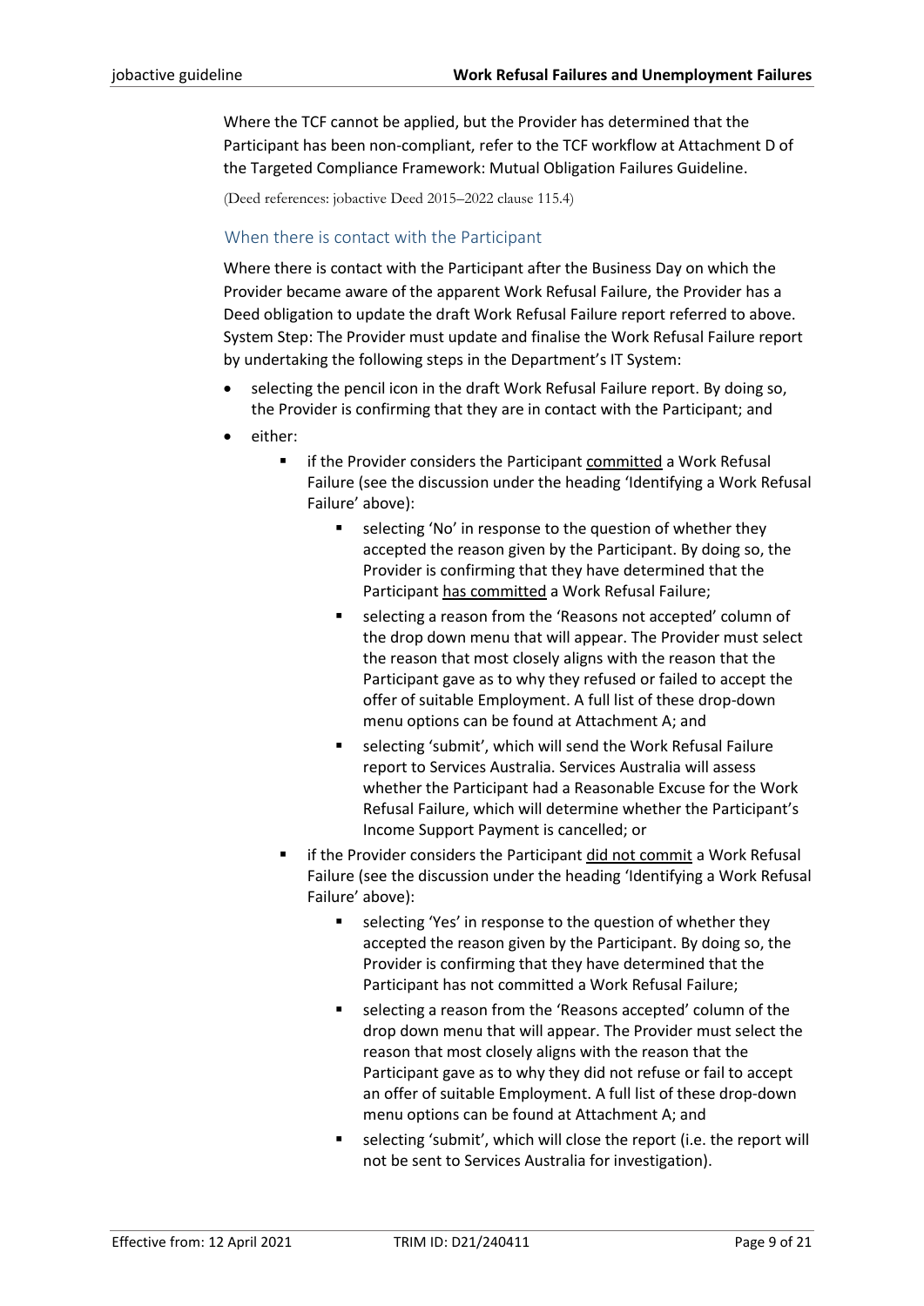Where the TCF cannot be applied, but the Provider has determined that the Participant has been non-compliant, refer to the TCF workflow at Attachment D of the Targeted Compliance Framework: Mutual Obligation Failures Guideline.

(Deed references: jobactive Deed 2015–2022 clause 115.4)

### When there is contact with the Participant

Where there is contact with the Participant after the Business Day on which the Provider became aware of the apparent Work Refusal Failure, the Provider has a Deed obligation to update the draft Work Refusal Failure report referred to above. System Step: The Provider must update and finalise the Work Refusal Failure report by undertaking the following steps in the Department's IT System:

- selecting the pencil icon in the draft Work Refusal Failure report. By doing so, the Provider is confirming that they are in contact with the Participant; and
- either:
    - if the Provider considers the Participant <u>committed</u> a Work Refusal Failure (see the discussion under the heading 'Identifying a Work Refusal Failure' above):
        - selecting 'No' in response to the question of whether they accepted the reason given by the Participant. By doing so, the Provider is confirming that they have determined that the Participant <u>has committed</u> a Work Refusal Failure;
        - selecting a reason from the 'Reasons not accepted' column of the drop down menu that will appear. The Provider must select the reason that most closely aligns with the reason that the Participant gave as to why they refused or failed to accept the offer of suitable Employment. A full list of these drop-down menu options can be found at Attachment A; and
        - selecting 'submit', which will send the Work Refusal Failure report to Services Australia. Services Australia will assess whether the Participant had a Reasonable Excuse for the Work Refusal Failure, which will determine whether the Participant's Income Support Payment is cancelled; or
    - if the Provider considers the Participant <u>did not commit</u> a Work Refusal Failure (see the discussion under the heading 'Identifying a Work Refusal Failure' above):
        - selecting 'Yes' in response to the question of whether they accepted the reason given by the Participant. By doing so, the Provider is confirming that they have determined that the Participant has not committed a Work Refusal Failure;
        - selecting a reason from the 'Reasons accepted' column of the drop down menu that will appear. The Provider must select the reason that most closely aligns with the reason that the Participant gave as to why they did not refuse or fail to accept an offer of suitable Employment. A full list of these drop-down menu options can be found at Attachment A; and
        - selecting 'submit', which will close the report (i.e. the report will not be sent to Services Australia for investigation).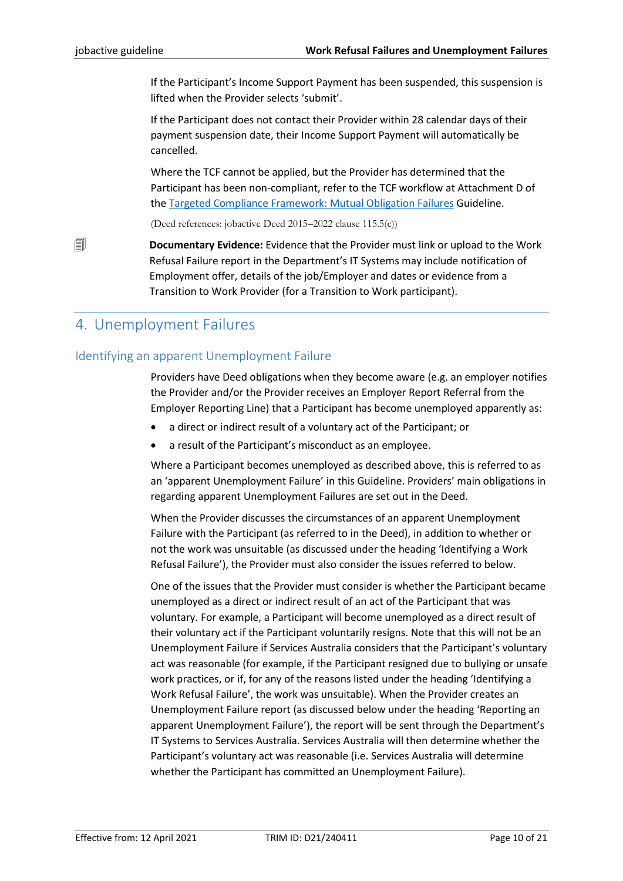If the Participant's Income Support Payment has been suspended, this suspension is lifted when the Provider selects 'submit'.

If the Participant does not contact their Provider within 28 calendar days of their payment suspension date, their Income Support Payment will automatically be cancelled.

Where the TCF cannot be applied, but the Provider has determined that the Participant has been non-compliant, refer to the TCF workflow at Attachment D of the Targeted Compliance Framework: Mutual Obligation Failures Guideline.

(Deed references: jobactive Deed 2015–2022 clause 115.5(c))

**Documentary Evidence:** Evidence that the Provider must link or upload to the Work Refusal Failure report in the Department's IT Systems may include notification of Employment offer, details of the job/Employer and dates or evidence from a Transition to Work Provider (for a Transition to Work participant).

# 4. Unemployment Failures

## Identifying an apparent Unemployment Failure

Providers have Deed obligations when they become aware (e.g. an employer notifies the Provider and/or the Provider receives an Employer Report Referral from the Employer Reporting Line) that a Participant has become unemployed apparently as:

- a direct or indirect result of a voluntary act of the Participant; or
- a result of the Participant's misconduct as an employee.

Where a Participant becomes unemployed as described above, this is referred to as an 'apparent Unemployment Failure' in this Guideline. Providers' main obligations in regarding apparent Unemployment Failures are set out in the Deed.

When the Provider discusses the circumstances of an apparent Unemployment Failure with the Participant (as referred to in the Deed), in addition to whether or not the work was unsuitable (as discussed under the heading 'Identifying a Work Refusal Failure'), the Provider must also consider the issues referred to below.

One of the issues that the Provider must consider is whether the Participant became unemployed as a direct or indirect result of an act of the Participant that was voluntary. For example, a Participant will become unemployed as a direct result of their voluntary act if the Participant voluntarily resigns. Note that this will not be an Unemployment Failure if Services Australia considers that the Participant's voluntary act was reasonable (for example, if the Participant resigned due to bullying or unsafe work practices, or if, for any of the reasons listed under the heading 'Identifying a Work Refusal Failure', the work was unsuitable). When the Provider creates an Unemployment Failure report (as discussed below under the heading 'Reporting an apparent Unemployment Failure'), the report will be sent through the Department's IT Systems to Services Australia. Services Australia will then determine whether the Participant's voluntary act was reasonable (i.e. Services Australia will determine whether the Participant has committed an Unemployment Failure).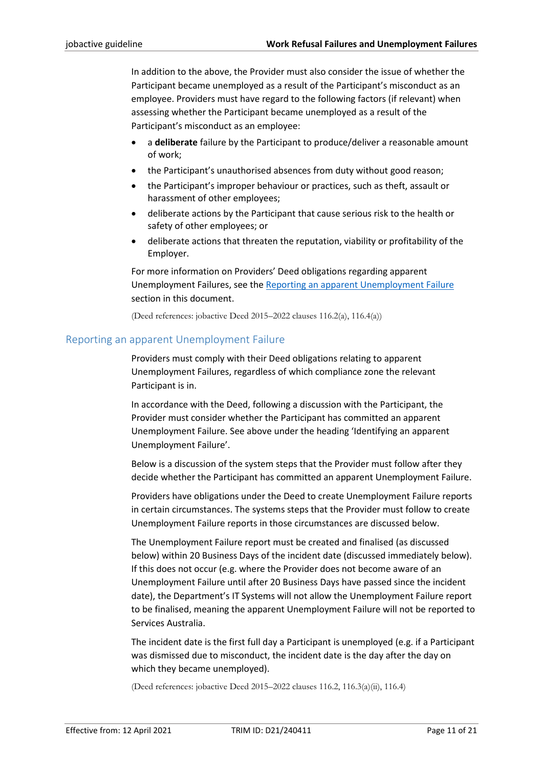In addition to the above, the Provider must also consider the issue of whether the Participant became unemployed as a result of the Participant's misconduct as an employee. Providers must have regard to the following factors (if relevant) when assessing whether the Participant became unemployed as a result of the Participant's misconduct as an employee:

- a **deliberate** failure by the Participant to produce/deliver a reasonable amount of work;
- the Participant's unauthorised absences from duty without good reason;
- the Participant's improper behaviour or practices, such as theft, assault or harassment of other employees;
- deliberate actions by the Participant that cause serious risk to the health or safety of other employees; or
- deliberate actions that threaten the reputation, viability or profitability of the Employer.

For more information on Providers' Deed obligations regarding apparent Unemployment Failures, see the Reporting an apparent Unemployment Failure section in this document.

(Deed references: jobactive Deed 2015–2022 clauses 116.2(a), 116.4(a))

## Reporting an apparent Unemployment Failure

Providers must comply with their Deed obligations relating to apparent Unemployment Failures, regardless of which compliance zone the relevant Participant is in.

In accordance with the Deed, following a discussion with the Participant, the Provider must consider whether the Participant has committed an apparent Unemployment Failure. See above under the heading 'Identifying an apparent Unemployment Failure'.

Below is a discussion of the system steps that the Provider must follow after they decide whether the Participant has committed an apparent Unemployment Failure.

Providers have obligations under the Deed to create Unemployment Failure reports in certain circumstances. The systems steps that the Provider must follow to create Unemployment Failure reports in those circumstances are discussed below.

The Unemployment Failure report must be created and finalised (as discussed below) within 20 Business Days of the incident date (discussed immediately below). If this does not occur (e.g. where the Provider does not become aware of an Unemployment Failure until after 20 Business Days have passed since the incident date), the Department's IT Systems will not allow the Unemployment Failure report to be finalised, meaning the apparent Unemployment Failure will not be reported to Services Australia.

The incident date is the first full day a Participant is unemployed (e.g. if a Participant was dismissed due to misconduct, the incident date is the day after the day on which they became unemployed).

(Deed references: jobactive Deed 2015–2022 clauses 116.2, 116.3(a)(ii), 116.4)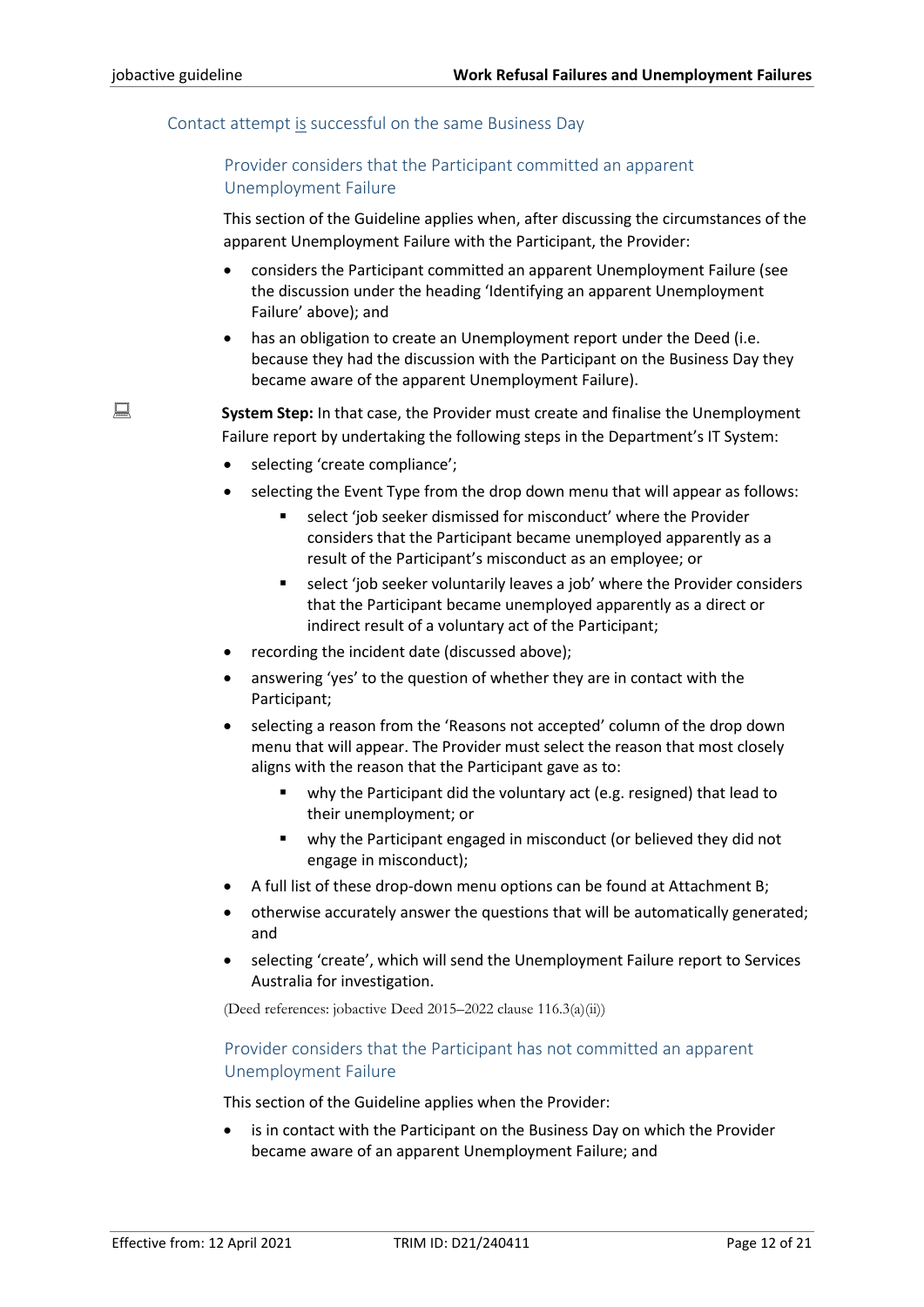### Contact attempt is successful on the same Business Day

#### Provider considers that the Participant committed an apparent Unemployment Failure

This section of the Guideline applies when, after discussing the circumstances of the apparent Unemployment Failure with the Participant, the Provider:

- considers the Participant committed an apparent Unemployment Failure (see the discussion under the heading 'Identifying an apparent Unemployment Failure' above); and
- has an obligation to create an Unemployment report under the Deed (i.e. because they had the discussion with the Participant on the Business Day they became aware of the apparent Unemployment Failure).

**System Step:** In that case, the Provider must create and finalise the Unemployment Failure report by undertaking the following steps in the Department's IT System:

- selecting 'create compliance';
- selecting the Event Type from the drop down menu that will appear as follows:
  - select 'job seeker dismissed for misconduct' where the Provider considers that the Participant became unemployed apparently as a result of the Participant's misconduct as an employee; or
  - select 'job seeker voluntarily leaves a job' where the Provider considers that the Participant became unemployed apparently as a direct or indirect result of a voluntary act of the Participant;
- recording the incident date (discussed above);
- answering 'yes' to the question of whether they are in contact with the Participant;
- selecting a reason from the 'Reasons not accepted' column of the drop down menu that will appear. The Provider must select the reason that most closely aligns with the reason that the Participant gave as to:
  - why the Participant did the voluntary act (e.g. resigned) that lead to their unemployment; or
  - why the Participant engaged in misconduct (or believed they did not engage in misconduct);
- A full list of these drop-down menu options can be found at Attachment B;
- otherwise accurately answer the questions that will be automatically generated; and
- selecting 'create', which will send the Unemployment Failure report to Services Australia for investigation.

(Deed references: jobactive Deed 2015–2022 clause 116.3(a)(ii))

#### Provider considers that the Participant has not committed an apparent Unemployment Failure

This section of the Guideline applies when the Provider:

- is in contact with the Participant on the Business Day on which the Provider became aware of an apparent Unemployment Failure; and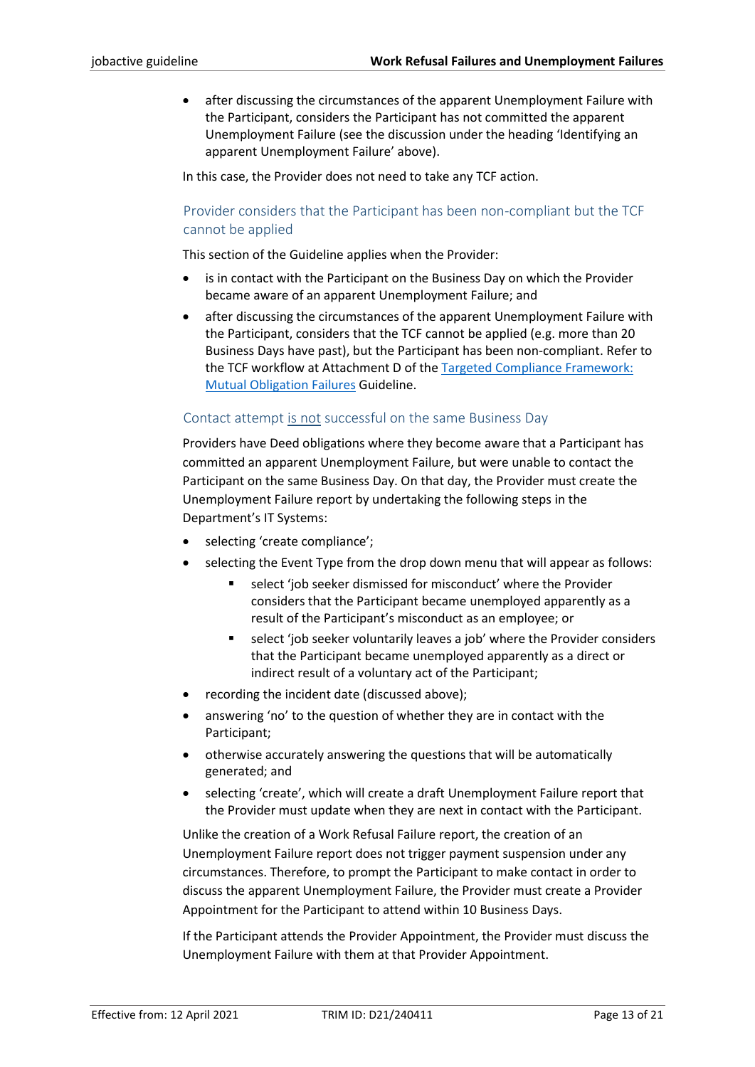- after discussing the circumstances of the apparent Unemployment Failure with the Participant, considers the Participant has not committed the apparent Unemployment Failure (see the discussion under the heading 'Identifying an apparent Unemployment Failure' above).

In this case, the Provider does not need to take any TCF action.

### Provider considers that the Participant has been non-compliant but the TCF cannot be applied

This section of the Guideline applies when the Provider:

- is in contact with the Participant on the Business Day on which the Provider became aware of an apparent Unemployment Failure; and
- after discussing the circumstances of the apparent Unemployment Failure with the Participant, considers that the TCF cannot be applied (e.g. more than 20 Business Days have past), but the Participant has been non-compliant. Refer to the TCF workflow at Attachment D of the Targeted Compliance Framework: Mutual Obligation Failures Guideline.

### Contact attempt is not successful on the same Business Day

Providers have Deed obligations where they become aware that a Participant has committed an apparent Unemployment Failure, but were unable to contact the Participant on the same Business Day. On that day, the Provider must create the Unemployment Failure report by undertaking the following steps in the Department's IT Systems:

- selecting 'create compliance';
- selecting the Event Type from the drop down menu that will appear as follows:
  - select 'job seeker dismissed for misconduct' where the Provider considers that the Participant became unemployed apparently as a result of the Participant's misconduct as an employee; or
  - select 'job seeker voluntarily leaves a job' where the Provider considers that the Participant became unemployed apparently as a direct or indirect result of a voluntary act of the Participant;
- recording the incident date (discussed above);
- answering 'no' to the question of whether they are in contact with the Participant;
- otherwise accurately answering the questions that will be automatically generated; and
- selecting 'create', which will create a draft Unemployment Failure report that the Provider must update when they are next in contact with the Participant.

Unlike the creation of a Work Refusal Failure report, the creation of an Unemployment Failure report does not trigger payment suspension under any circumstances. Therefore, to prompt the Participant to make contact in order to discuss the apparent Unemployment Failure, the Provider must create a Provider Appointment for the Participant to attend within 10 Business Days.

If the Participant attends the Provider Appointment, the Provider must discuss the Unemployment Failure with them at that Provider Appointment.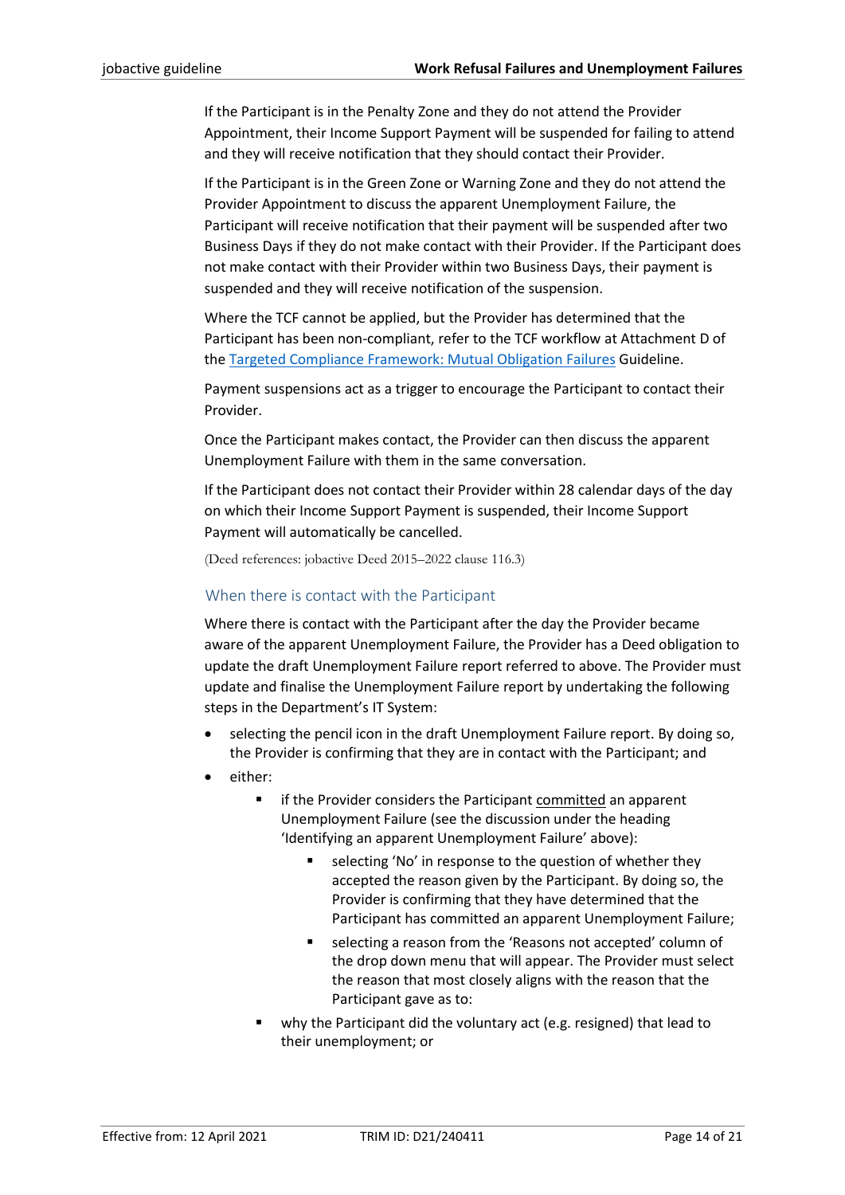If the Participant is in the Penalty Zone and they do not attend the Provider Appointment, their Income Support Payment will be suspended for failing to attend and they will receive notification that they should contact their Provider.

If the Participant is in the Green Zone or Warning Zone and they do not attend the Provider Appointment to discuss the apparent Unemployment Failure, the Participant will receive notification that their payment will be suspended after two Business Days if they do not make contact with their Provider. If the Participant does not make contact with their Provider within two Business Days, their payment is suspended and they will receive notification of the suspension.

Where the TCF cannot be applied, but the Provider has determined that the Participant has been non-compliant, refer to the TCF workflow at Attachment D of the [Targeted Compliance Framework: Mutual Obligation Failures](#) Guideline.

Payment suspensions act as a trigger to encourage the Participant to contact their Provider.

Once the Participant makes contact, the Provider can then discuss the apparent Unemployment Failure with them in the same conversation.

If the Participant does not contact their Provider within 28 calendar days of the day on which their Income Support Payment is suspended, their Income Support Payment will automatically be cancelled.

(Deed references: jobactive Deed 2015–2022 clause 116.3)

### When there is contact with the Participant

Where there is contact with the Participant after the day the Provider became aware of the apparent Unemployment Failure, the Provider has a Deed obligation to update the draft Unemployment Failure report referred to above. The Provider must update and finalise the Unemployment Failure report by undertaking the following steps in the Department's IT System:

- selecting the pencil icon in the draft Unemployment Failure report. By doing so, the Provider is confirming that they are in contact with the Participant; and
- either:
  - if the Provider considers the Participant <u>committed</u> an apparent Unemployment Failure (see the discussion under the heading 'Identifying an apparent Unemployment Failure' above):
    - selecting 'No' in response to the question of whether they accepted the reason given by the Participant. By doing so, the Provider is confirming that they have determined that the Participant has committed an apparent Unemployment Failure;
    - selecting a reason from the 'Reasons not accepted' column of the drop down menu that will appear. The Provider must select the reason that most closely aligns with the reason that the Participant gave as to:
  - why the Participant did the voluntary act (e.g. resigned) that lead to their unemployment; or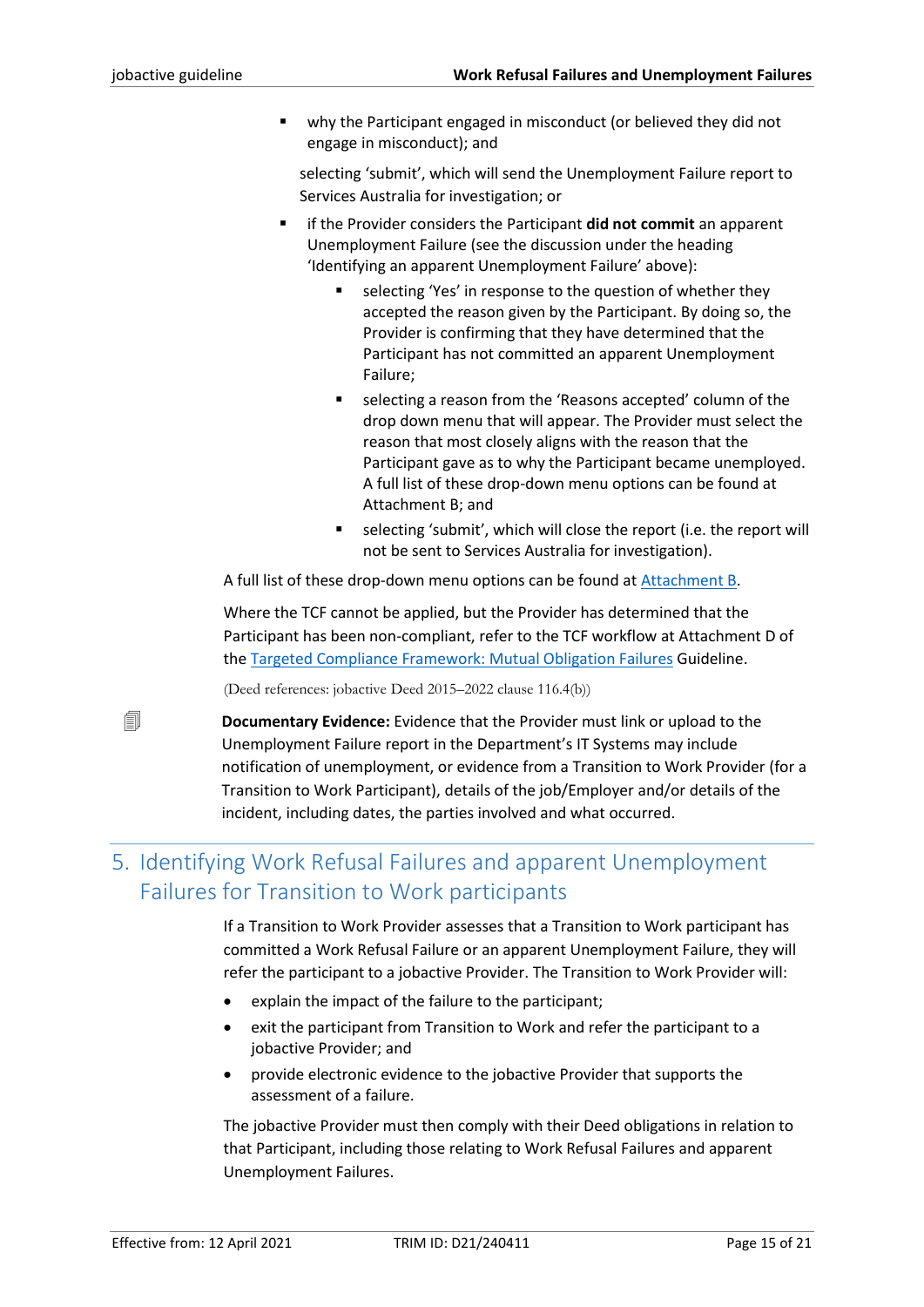- why the Participant engaged in misconduct (or believed they did not engage in misconduct); and

    selecting 'submit', which will send the Unemployment Failure report to Services Australia for investigation; or

  - if the Provider considers the Participant **did not commit** an apparent Unemployment Failure (see the discussion under the heading 'Identifying an apparent Unemployment Failure' above):
    - selecting 'Yes' in response to the question of whether they accepted the reason given by the Participant. By doing so, the Provider is confirming that they have determined that the Participant has not committed an apparent Unemployment Failure;
    - selecting a reason from the 'Reasons accepted' column of the drop down menu that will appear. The Provider must select the reason that most closely aligns with the reason that the Participant gave as to why the Participant became unemployed. A full list of these drop-down menu options can be found at Attachment B; and
    - selecting 'submit', which will close the report (i.e. the report will not be sent to Services Australia for investigation).

A full list of these drop-down menu options can be found at Attachment B.

Where the TCF cannot be applied, but the Provider has determined that the Participant has been non-compliant, refer to the TCF workflow at Attachment D of the Targeted Compliance Framework: Mutual Obligation Failures Guideline.

(Deed references: jobactive Deed 2015–2022 clause 116.4(b))

**Documentary Evidence:** Evidence that the Provider must link or upload to the Unemployment Failure report in the Department's IT Systems may include notification of unemployment, or evidence from a Transition to Work Provider (for a Transition to Work Participant), details of the job/Employer and/or details of the incident, including dates, the parties involved and what occurred.

## 5. Identifying Work Refusal Failures and apparent Unemployment Failures for Transition to Work participants

If a Transition to Work Provider assesses that a Transition to Work participant has committed a Work Refusal Failure or an apparent Unemployment Failure, they will refer the participant to a jobactive Provider. The Transition to Work Provider will:

- explain the impact of the failure to the participant;
- exit the participant from Transition to Work and refer the participant to a jobactive Provider; and
- provide electronic evidence to the jobactive Provider that supports the assessment of a failure.

The jobactive Provider must then comply with their Deed obligations in relation to that Participant, including those relating to Work Refusal Failures and apparent Unemployment Failures.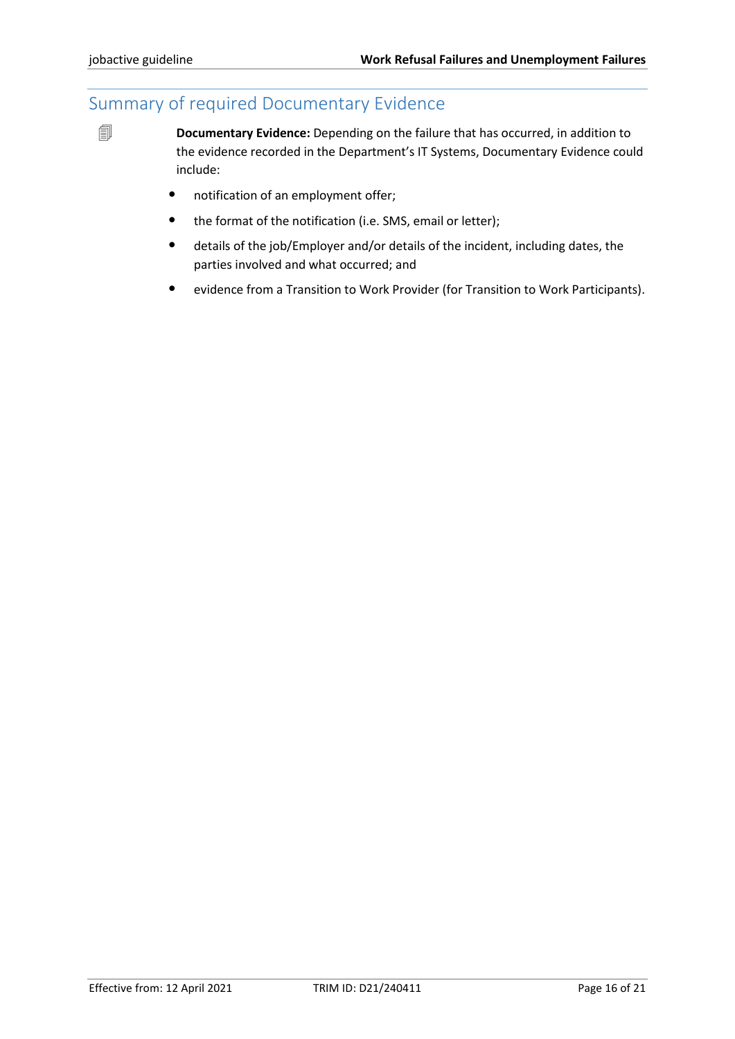## Summary of required Documentary Evidence

**Documentary Evidence:** Depending on the failure that has occurred, in addition to the evidence recorded in the Department's IT Systems, Documentary Evidence could include:

- notification of an employment offer;
- the format of the notification (i.e. SMS, email or letter);
- details of the job/Employer and/or details of the incident, including dates, the parties involved and what occurred; and
- evidence from a Transition to Work Provider (for Transition to Work Participants).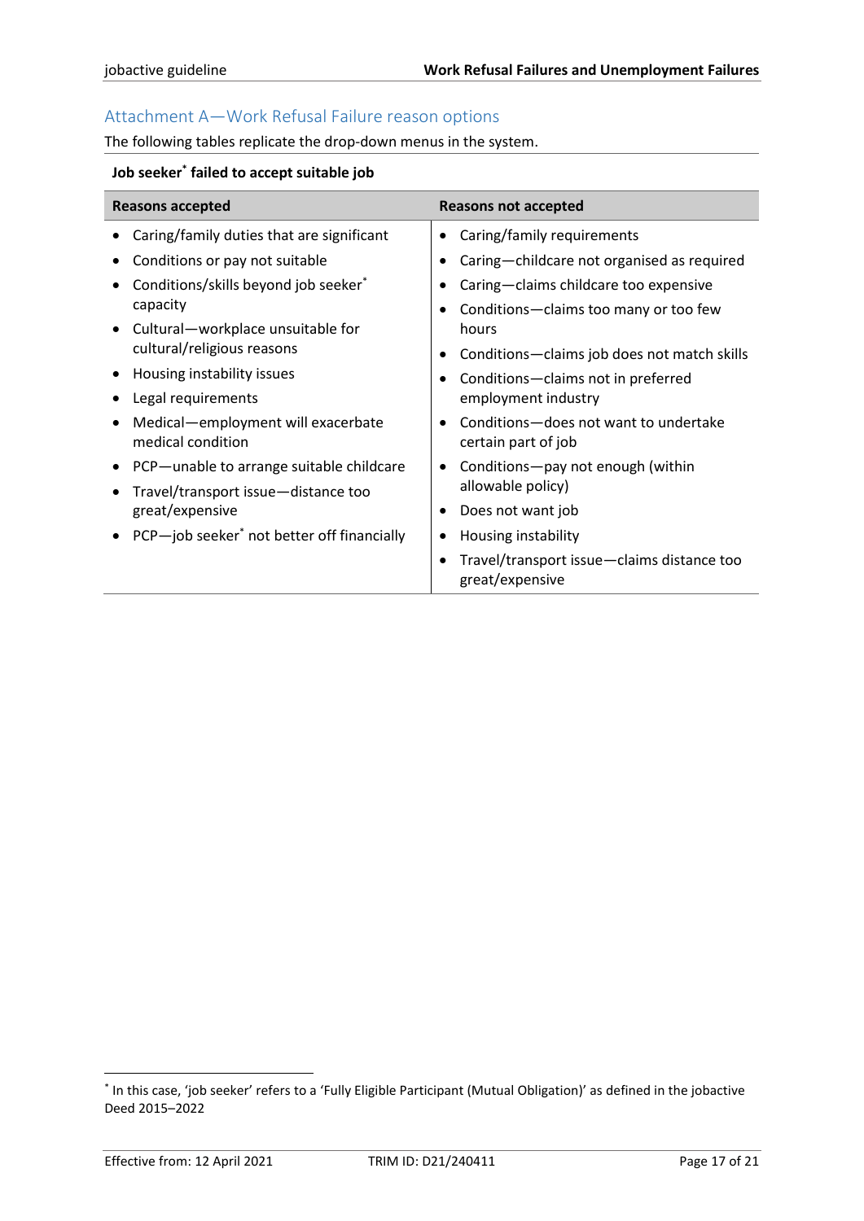## Attachment A—Work Refusal Failure reason options

The following tables replicate the drop-down menus in the system.

**Job seeker[*] failed to accept suitable job**

| Reasons accepted | Reasons not accepted |
|---|---|
| • Caring/family duties that are significant<br>• Conditions or pay not suitable<br>• Conditions/skills beyond job seeker[*] capacity<br>• Cultural—workplace unsuitable for cultural/religious reasons<br>• Housing instability issues<br>• Legal requirements<br>• Medical—employment will exacerbate medical condition<br>• PCP—unable to arrange suitable childcare<br>• Travel/transport issue—distance too great/expensive<br>• PCP—job seeker[*] not better off financially | • Caring/family requirements<br>• Caring—childcare not organised as required<br>• Caring—claims childcare too expensive<br>• Conditions—claims too many or too few hours<br>• Conditions—claims job does not match skills<br>• Conditions—claims not in preferred employment industry<br>• Conditions—does not want to undertake certain part of job<br>• Conditions—pay not enough (within allowable policy)<br>• Does not want job<br>• Housing instability<br>• Travel/transport issue—claims distance too great/expensive |

[*] In this case, 'job seeker' refers to a 'Fully Eligible Participant (Mutual Obligation)' as defined in the jobactive Deed 2015–2022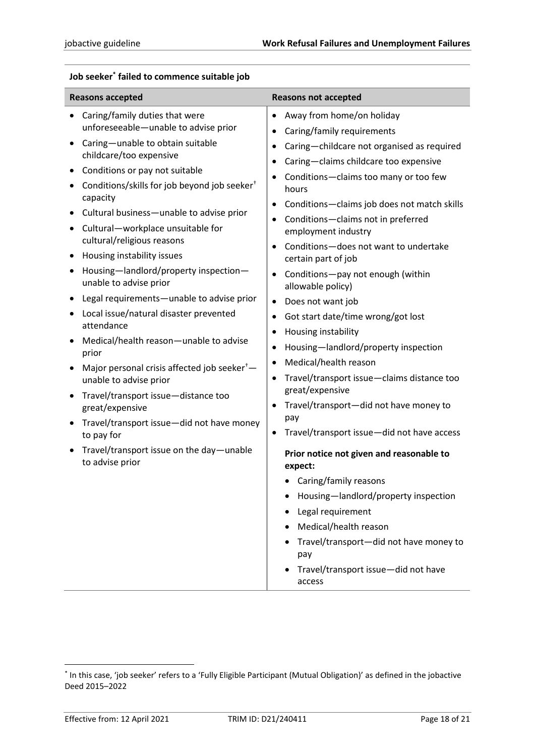**Job seeker[*] failed to commence suitable job**

| Reasons accepted | Reasons not accepted |
|---|---|
| • Caring/family duties that were unforeseeable—unable to advise prior<br>• Caring—unable to obtain suitable childcare/too expensive<br>• Conditions or pay not suitable<br>• Conditions/skills for job beyond job seeker[†] capacity<br>• Cultural business—unable to advise prior<br>• Cultural—workplace unsuitable for cultural/religious reasons<br>• Housing instability issues<br>• Housing—landlord/property inspection—unable to advise prior<br>• Legal requirements—unable to advise prior<br>• Local issue/natural disaster prevented attendance<br>• Medical/health reason—unable to advise prior<br>• Major personal crisis affected job seeker[†]—unable to advise prior<br>• Travel/transport issue—distance too great/expensive<br>• Travel/transport issue—did not have money to pay for<br>• Travel/transport issue on the day—unable to advise prior | • Away from home/on holiday<br>• Caring/family requirements<br>• Caring—childcare not organised as required<br>• Caring—claims childcare too expensive<br>• Conditions—claims too many or too few hours<br>• Conditions—claims job does not match skills<br>• Conditions—claims not in preferred employment industry<br>• Conditions—does not want to undertake certain part of job<br>• Conditions—pay not enough (within allowable policy)<br>• Does not want job<br>• Got start date/time wrong/got lost<br>• Housing instability<br>• Housing—landlord/property inspection<br>• Medical/health reason<br>• Travel/transport issue—claims distance too great/expensive<br>• Travel/transport—did not have money to pay<br>• Travel/transport issue—did not have access<br><br>**Prior notice not given and reasonable to expect:**<br>• Caring/family reasons<br>• Housing—landlord/property inspection<br>• Legal requirement<br>• Medical/health reason<br>• Travel/transport—did not have money to pay<br>• Travel/transport issue—did not have access |

[*] In this case, 'job seeker' refers to a 'Fully Eligible Participant (Mutual Obligation)' as defined in the jobactive Deed 2015–2022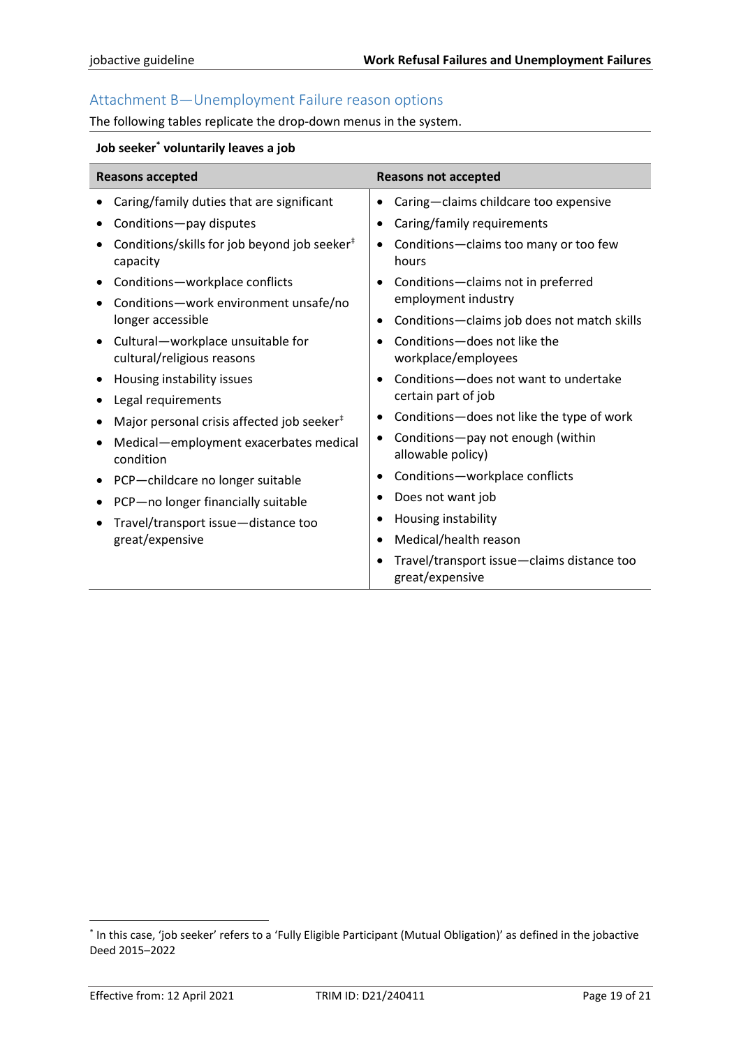## Attachment B—Unemployment Failure reason options

The following tables replicate the drop-down menus in the system.

**Job seeker[*] voluntarily leaves a job**

| Reasons accepted | Reasons not accepted |
| --- | --- |
| • Caring/family duties that are significant<br>• Conditions—pay disputes<br>• Conditions/skills for job beyond job seeker[‡] capacity<br>• Conditions—workplace conflicts<br>• Conditions—work environment unsafe/no longer accessible<br>• Cultural—workplace unsuitable for cultural/religious reasons<br>• Housing instability issues<br>• Legal requirements<br>• Major personal crisis affected job seeker[‡]<br>• Medical—employment exacerbates medical condition<br>• PCP—childcare no longer suitable<br>• PCP—no longer financially suitable<br>• Travel/transport issue—distance too great/expensive | • Caring—claims childcare too expensive<br>• Caring/family requirements<br>• Conditions—claims too many or too few hours<br>• Conditions—claims not in preferred employment industry<br>• Conditions—claims job does not match skills<br>• Conditions—does not like the workplace/employees<br>• Conditions—does not want to undertake certain part of job<br>• Conditions—does not like the type of work<br>• Conditions—pay not enough (within allowable policy)<br>• Conditions—workplace conflicts<br>• Does not want job<br>• Housing instability<br>• Medical/health reason<br>• Travel/transport issue—claims distance too great/expensive |

[*] In this case, 'job seeker' refers to a 'Fully Eligible Participant (Mutual Obligation)' as defined in the jobactive Deed 2015–2022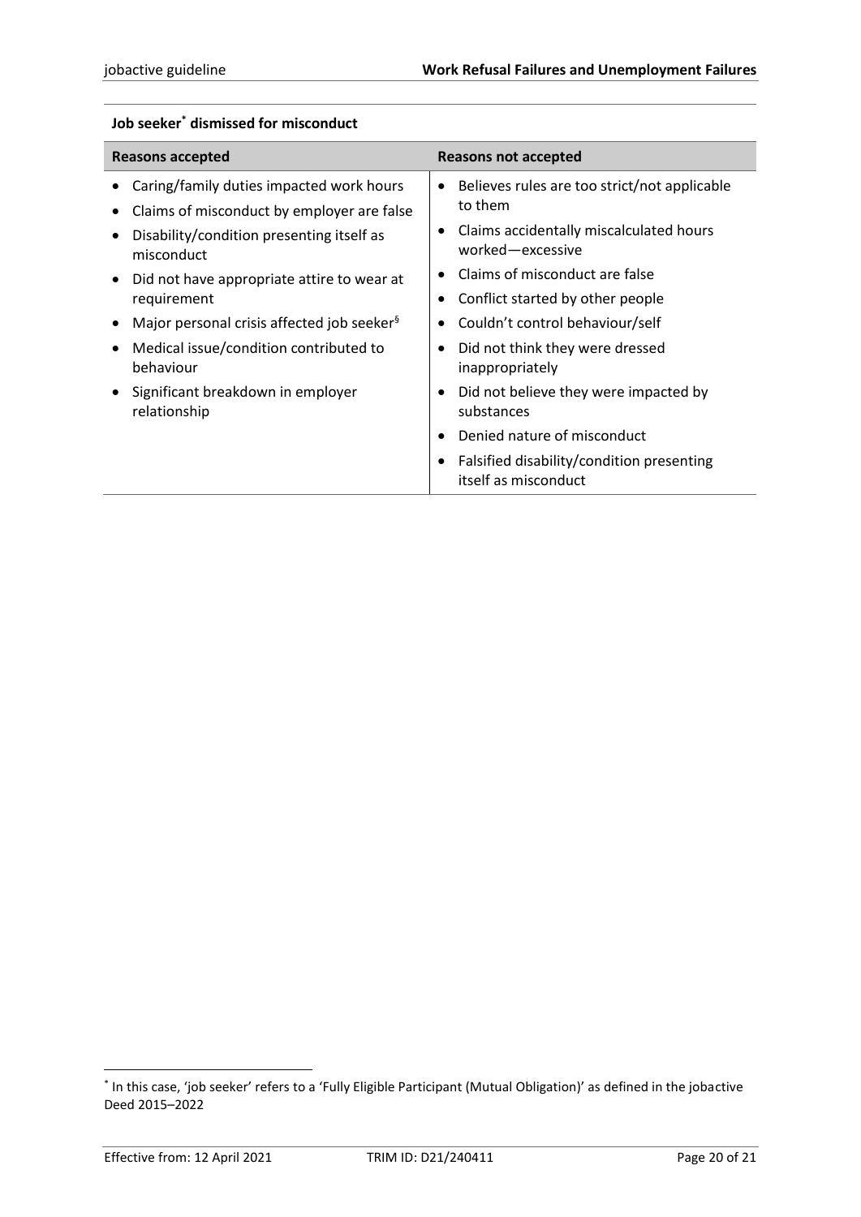**Job seeker[*] dismissed for misconduct**

| Reasons accepted | Reasons not accepted |
|---|---|
| • Caring/family duties impacted work hours<br>• Claims of misconduct by employer are false<br>• Disability/condition presenting itself as misconduct<br>• Did not have appropriate attire to wear at requirement<br>• Major personal crisis affected job seeker[§]<br>• Medical issue/condition contributed to behaviour<br>• Significant breakdown in employer relationship | • Believes rules are too strict/not applicable to them<br>• Claims accidentally miscalculated hours worked—excessive<br>• Claims of misconduct are false<br>• Conflict started by other people<br>• Couldn't control behaviour/self<br>• Did not think they were dressed inappropriately<br>• Did not believe they were impacted by substances<br>• Denied nature of misconduct<br>• Falsified disability/condition presenting itself as misconduct |

[*] In this case, 'job seeker' refers to a 'Fully Eligible Participant (Mutual Obligation)' as defined in the jobactive Deed 2015–2022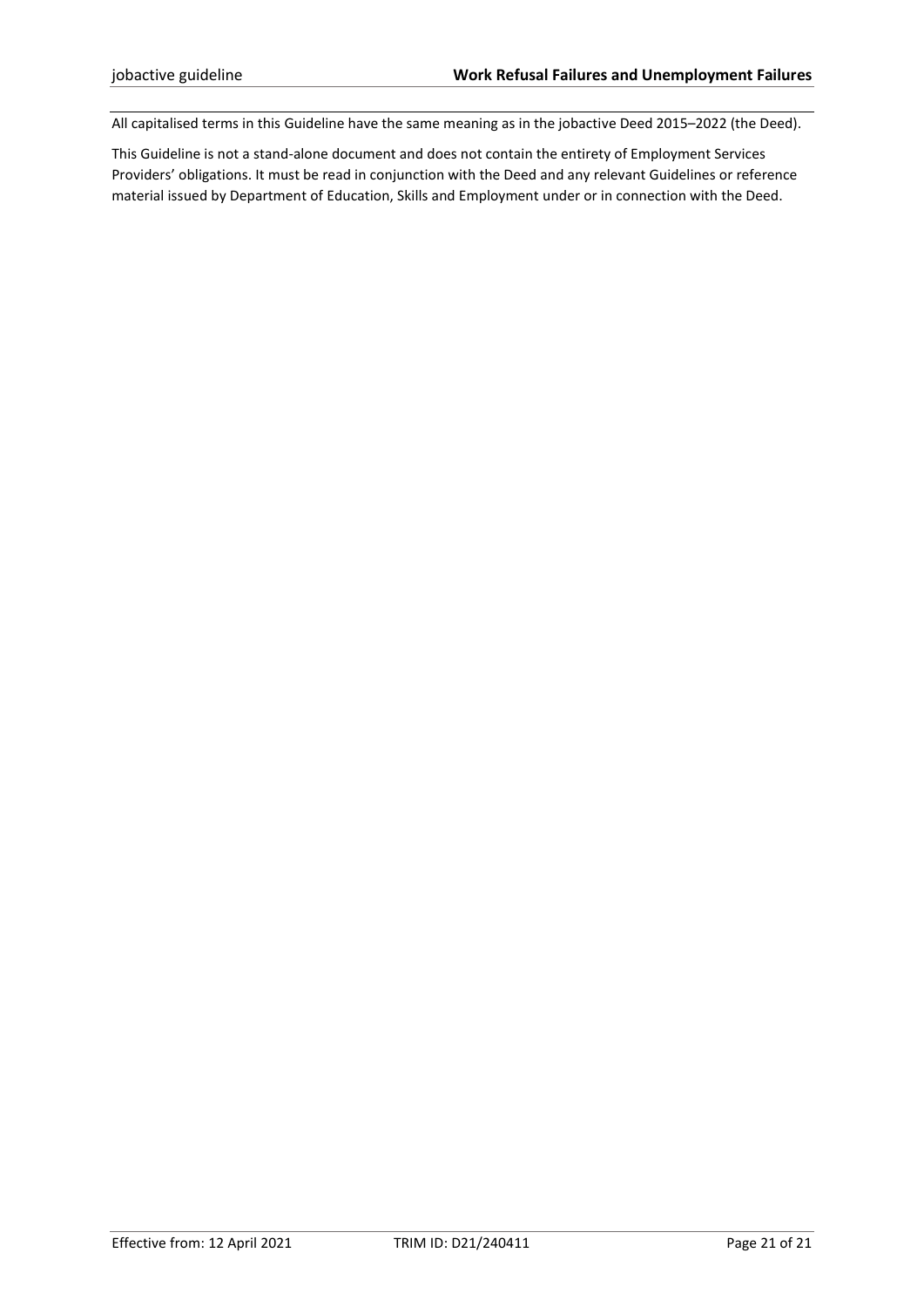All capitalised terms in this Guideline have the same meaning as in the jobactive Deed 2015–2022 (the Deed).

This Guideline is not a stand-alone document and does not contain the entirety of Employment Services Providers' obligations. It must be read in conjunction with the Deed and any relevant Guidelines or reference material issued by Department of Education, Skills and Employment under or in connection with the Deed.